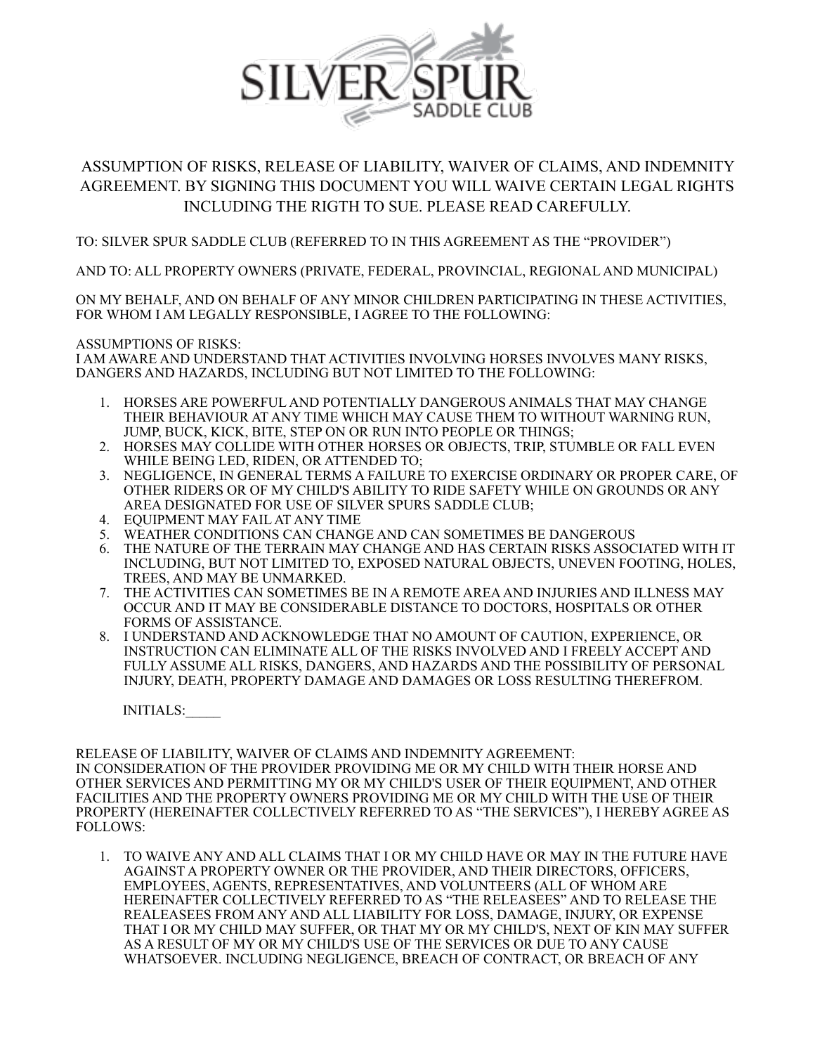# SILVER SPUR SADDLE CLUB

ASSUMPTION OF RISKS, RELEASE OF LIABILITY, WAIVER OF CLAIMS, AND INDEMNITY AGREEMENT. BY SIGNING THIS DOCUMENT YOU WILL WAIVE CERTAIN LEGAL RIGHTS INCLUDING THE RIGTH TO SUE. PLEASE READ CAREFULLY.

TO: SILVER SPUR SADDLE CLUB (REFERRED TO IN THIS AGREEMENT AS THE "PROVIDER")

AND TO: ALL PROPERTY OWNERS (PRIVATE, FEDERAL, PROVINCIAL, REGIONAL AND MUNICIPAL)

ON MY BEHALF, AND ON BEHALF OF ANY MINOR CHILDREN PARTICIPATING IN THESE ACTIVITIES, FOR WHOM I AM LEGALLY RESPONSIBLE, I AGREE TO THE FOLLOWING:

ASSUMPTIONS OF RISKS:
I AM AWARE AND UNDERSTAND THAT ACTIVITIES INVOLVING HORSES INVOLVES MANY RISKS, DANGERS AND HAZARDS, INCLUDING BUT NOT LIMITED TO THE FOLLOWING:

1. HORSES ARE POWERFUL AND POTENTIALLY DANGEROUS ANIMALS THAT MAY CHANGE THEIR BEHAVIOUR AT ANY TIME WHICH MAY CAUSE THEM TO WITHOUT WARNING RUN, JUMP, BUCK, KICK, BITE, STEP ON OR RUN INTO PEOPLE OR THINGS;
2. HORSES MAY COLLIDE WITH OTHER HORSES OR OBJECTS, TRIP, STUMBLE OR FALL EVEN WHILE BEING LED, RIDEN, OR ATTENDED TO;
3. NEGLIGENCE, IN GENERAL TERMS A FAILURE TO EXERCISE ORDINARY OR PROPER CARE, OF OTHER RIDERS OR OF MY CHILD'S ABILITY TO RIDE SAFETY WHILE ON GROUNDS OR ANY AREA DESIGNATED FOR USE OF SILVER SPURS SADDLE CLUB;
4. EQUIPMENT MAY FAIL AT ANY TIME
5. WEATHER CONDITIONS CAN CHANGE AND CAN SOMETIMES BE DANGEROUS
6. THE NATURE OF THE TERRAIN MAY CHANGE AND HAS CERTAIN RISKS ASSOCIATED WITH IT INCLUDING, BUT NOT LIMITED TO, EXPOSED NATURAL OBJECTS, UNEVEN FOOTING, HOLES, TREES, AND MAY BE UNMARKED.
7. THE ACTIVITIES CAN SOMETIMES BE IN A REMOTE AREA AND INJURIES AND ILLNESS MAY OCCUR AND IT MAY BE CONSIDERABLE DISTANCE TO DOCTORS, HOSPITALS OR OTHER FORMS OF ASSISTANCE.
8. I UNDERSTAND AND ACKNOWLEDGE THAT NO AMOUNT OF CAUTION, EXPERIENCE, OR INSTRUCTION CAN ELIMINATE ALL OF THE RISKS INVOLVED AND I FREELY ACCEPT AND FULLY ASSUME ALL RISKS, DANGERS, AND HAZARDS AND THE POSSIBILITY OF PERSONAL INJURY, DEATH, PROPERTY DAMAGE AND DAMAGES OR LOSS RESULTING THEREFROM.

INITIALS:_____

RELEASE OF LIABILITY, WAIVER OF CLAIMS AND INDEMNITY AGREEMENT:
IN CONSIDERATION OF THE PROVIDER PROVIDING ME OR MY CHILD WITH THEIR HORSE AND OTHER SERVICES AND PERMITTING MY OR MY CHILD'S USER OF THEIR EQUIPMENT, AND OTHER FACILITIES AND THE PROPERTY OWNERS PROVIDING ME OR MY CHILD WITH THE USE OF THEIR PROPERTY (HEREINAFTER COLLECTIVELY REFERRED TO AS "THE SERVICES"), I HEREBY AGREE AS FOLLOWS:

1. TO WAIVE ANY AND ALL CLAIMS THAT I OR MY CHILD HAVE OR MAY IN THE FUTURE HAVE AGAINST A PROPERTY OWNER OR THE PROVIDER, AND THEIR DIRECTORS, OFFICERS, EMPLOYEES, AGENTS, REPRESENTATIVES, AND VOLUNTEERS (ALL OF WHOM ARE HEREINAFTER COLLECTIVELY REFERRED TO AS "THE RELEASEES" AND TO RELEASE THE REALEASEES FROM ANY AND ALL LIABILITY FOR LOSS, DAMAGE, INJURY, OR EXPENSE THAT I OR MY CHILD MAY SUFFER, OR THAT MY OR MY CHILD'S, NEXT OF KIN MAY SUFFER AS A RESULT OF MY OR MY CHILD'S USE OF THE SERVICES OR DUE TO ANY CAUSE WHATSOEVER. INCLUDING NEGLIGENCE, BREACH OF CONTRACT, OR BREACH OF ANY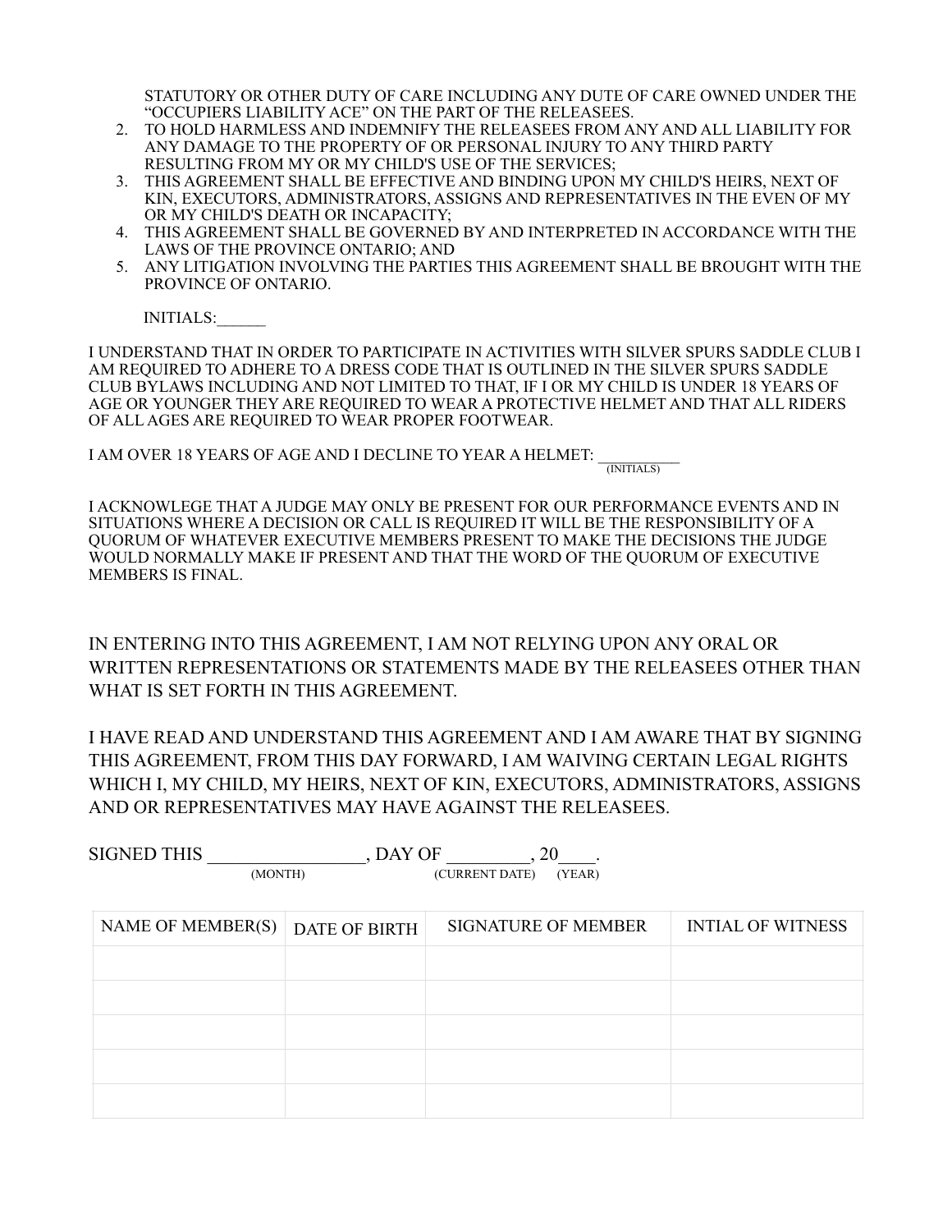STATUTORY OR OTHER DUTY OF CARE INCLUDING ANY DUTE OF CARE OWNED UNDER THE "OCCUPIERS LIABILITY ACE" ON THE PART OF THE RELEASEES.

2. TO HOLD HARMLESS AND INDEMNIFY THE RELEASEES FROM ANY AND ALL LIABILITY FOR ANY DAMAGE TO THE PROPERTY OF OR PERSONAL INJURY TO ANY THIRD PARTY RESULTING FROM MY OR MY CHILD'S USE OF THE SERVICES;
3. THIS AGREEMENT SHALL BE EFFECTIVE AND BINDING UPON MY CHILD'S HEIRS, NEXT OF KIN, EXECUTORS, ADMINISTRATORS, ASSIGNS AND REPRESENTATIVES IN THE EVEN OF MY OR MY CHILD'S DEATH OR INCAPACITY;
4. THIS AGREEMENT SHALL BE GOVERNED BY AND INTERPRETED IN ACCORDANCE WITH THE LAWS OF THE PROVINCE ONTARIO; AND
5. ANY LITIGATION INVOLVING THE PARTIES THIS AGREEMENT SHALL BE BROUGHT WITH THE PROVINCE OF ONTARIO.

INITIALS:______

I UNDERSTAND THAT IN ORDER TO PARTICIPATE IN ACTIVITIES WITH SILVER SPURS SADDLE CLUB I AM REQUIRED TO ADHERE TO A DRESS CODE THAT IS OUTLINED IN THE SILVER SPURS SADDLE CLUB BYLAWS INCLUDING AND NOT LIMITED TO THAT, IF I OR MY CHILD IS UNDER 18 YEARS OF AGE OR YOUNGER THEY ARE REQUIRED TO WEAR A PROTECTIVE HELMET AND THAT ALL RIDERS OF ALL AGES ARE REQUIRED TO WEAR PROPER FOOTWEAR.

I AM OVER 18 YEARS OF AGE AND I DECLINE TO YEAR A HELMET: __________ (INITIALS)

I ACKNOWLEGE THAT A JUDGE MAY ONLY BE PRESENT FOR OUR PERFORMANCE EVENTS AND IN SITUATIONS WHERE A DECISION OR CALL IS REQUIRED IT WILL BE THE RESPONSIBILITY OF A QUORUM OF WHATEVER EXECUTIVE MEMBERS PRESENT TO MAKE THE DECISIONS THE JUDGE WOULD NORMALLY MAKE IF PRESENT AND THAT THE WORD OF THE QUORUM OF EXECUTIVE MEMBERS IS FINAL.

IN ENTERING INTO THIS AGREEMENT, I AM NOT RELYING UPON ANY ORAL OR WRITTEN REPRESENTATIONS OR STATEMENTS MADE BY THE RELEASEES OTHER THAN WHAT IS SET FORTH IN THIS AGREEMENT.

I HAVE READ AND UNDERSTAND THIS AGREEMENT AND I AM AWARE THAT BY SIGNING THIS AGREEMENT, FROM THIS DAY FORWARD, I AM WAIVING CERTAIN LEGAL RIGHTS WHICH I, MY CHILD, MY HEIRS, NEXT OF KIN, EXECUTORS, ADMINISTRATORS, ASSIGNS AND OR REPRESENTATIVES MAY HAVE AGAINST THE RELEASEES.

SIGNED THIS ________________, DAY OF _________, 20____.
(MONTH) (CURRENT DATE) (YEAR)

| NAME OF MEMBER(S) | DATE OF BIRTH | SIGNATURE OF MEMBER | INTIAL OF WITNESS |
|---|---|---|---|
| | | | |
| | | | |
| | | | |
| | | | |
| | | | |